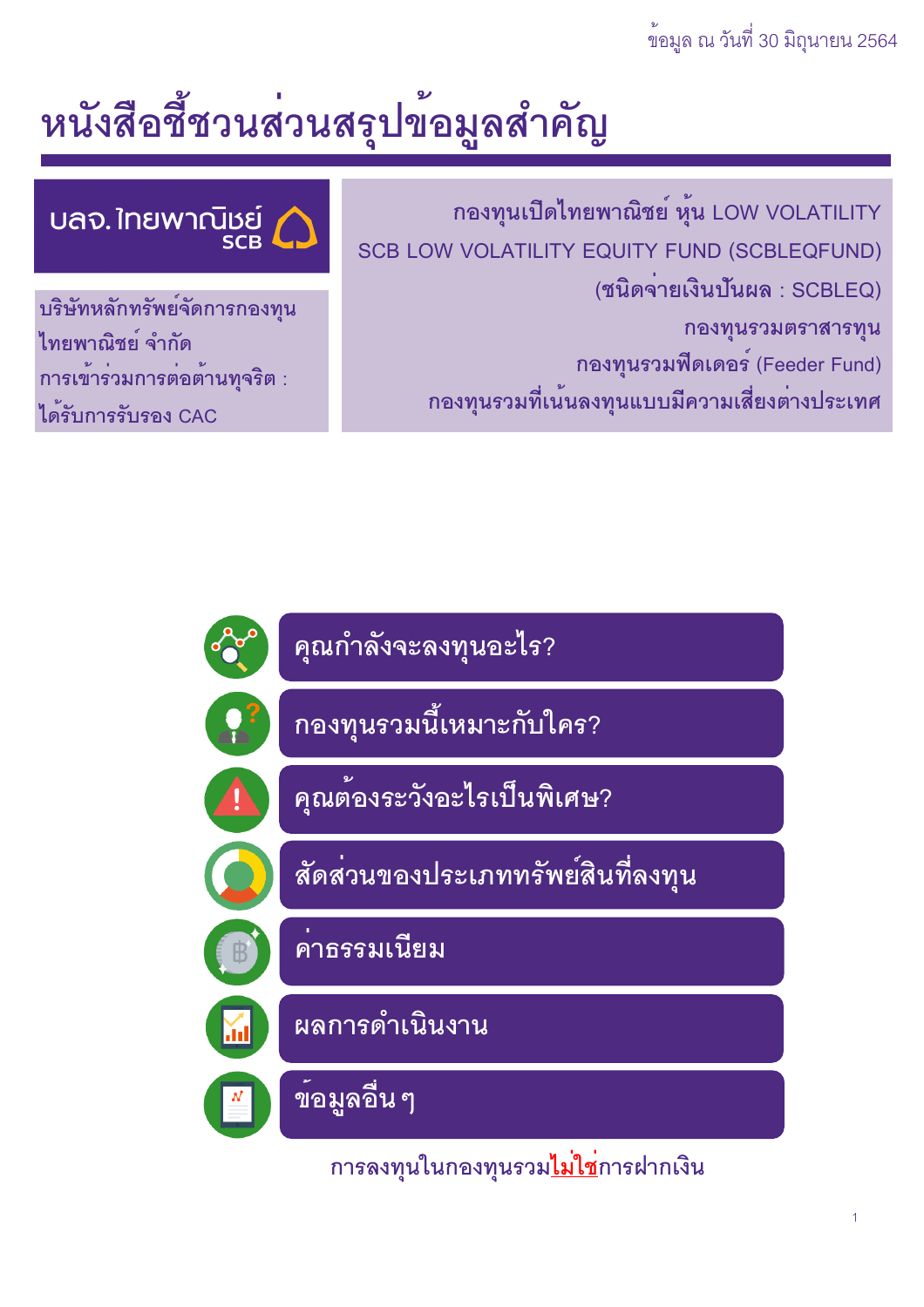ข้อมูล ณ วันที่ 30 มิถุนายน 2564

# หนังสือชี้ชวนส่วนสรุปข้อมูลสำคัญ

บลจ.ไทยพาณิชย์ SCB

บริษัทหลักทรัพย์จัดการกองทุนไทยพาณิชย์ จำกัด
การเข้าร่วมการต่อต้านทุจริต : ได้รับการรับรอง CAC

กองทุนเปิดไทยพาณิชย์ หุ้น LOW VOLATILITY
SCB LOW VOLATILITY EQUITY FUND (SCBLEQFUND)
(ชนิดจ่ายเงินปันผล : SCBLEQ)
กองทุนรวมตราสารทุน
กองทุนรวมฟีดเดอร์ (Feeder Fund)
กองทุนรวมที่เน้นลงทุนแบบมีความเสี่ยงต่างประเทศ

- คุณกำลังจะลงทุนอะไร?
- กองทุนรวมนี้เหมาะกับใคร?
- คุณต้องระวังอะไรเป็นพิเศษ?
- สัดส่วนของประเภททรัพย์สินที่ลงทุน
- ค่าธรรมเนียม
- ผลการดำเนินงาน
- ข้อมูลอื่น ๆ

การลงทุนในกองทุนรวม**ไม่ใช่**การฝากเงิน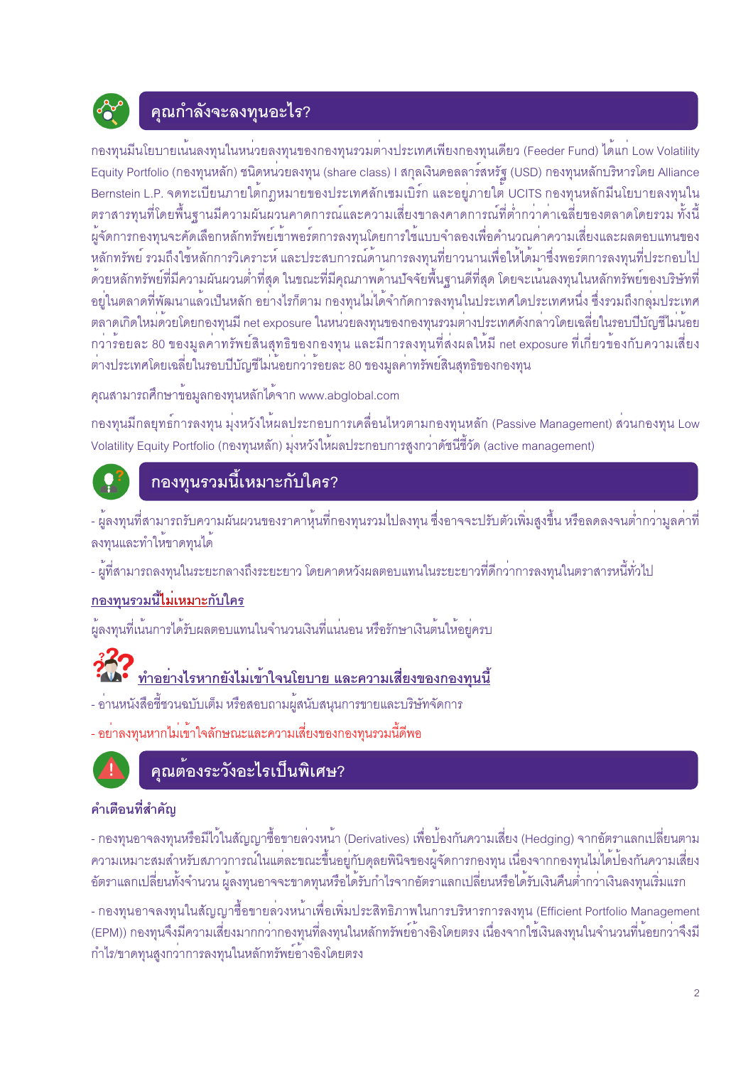## คุณกำลังจะลงทุนอะไร?

กองทุนมีนโยบายเน้นลงทุนในหน่วยลงทุนของกองทุนรวมต่างประเทศเพียงกองทุนเดียว (Feeder Fund) ได้แก่ Low Volatility Equity Portfolio (กองทุนหลัก) ชนิดหน่วยลงทุน (share class) I สกุลเงินดอลลาร์สหรัฐ (USD) กองทุนหลักบริหารโดย Alliance Bernstein L.P. จดทะเบียนภายใต้กฎหมายของประเทศลักเซมเบิร์ก และอยู่ภายใต้ UCITS กองทุนหลักมีนโยบายลงทุนในตราสารทุนที่โดยพื้นฐานมีความผันผวนคาดการณ์และความเสี่ยงขาลงคาดการณ์ที่ต่ำกว่าค่าเฉลี่ยของตลาดโดยรวม ทั้งนี้ ผู้จัดการกองทุนจะคัดเลือกหลักทรัพย์เข้าพอร์ตการลงทุนโดยการใช้แบบจำลองเพื่อคำนวณค่าความเสี่ยงและผลตอบแทนของหลักทรัพย์ รวมถึงใช้หลักการวิเคราะห์ และประสบการณ์ด้านการลงทุนที่ยาวนานเพื่อให้ได้มาซึ่งพอร์ตการลงทุนที่ประกอบไปด้วยหลักทรัพย์ที่มีความผันผวนต่ำที่สุด ในขณะที่มีคุณภาพด้านปัจจัยพื้นฐานดีที่สุด โดยจะเน้นลงทุนในหลักทรัพย์ของบริษัทที่อยู่ในตลาดที่พัฒนาแล้วเป็นหลัก อย่างไรก็ตาม กองทุนไม่ได้จำกัดการลงทุนในประเทศใดประเทศหนึ่ง ซึ่งรวมถึงกลุ่มประเทศตลาดเกิดใหม่ด้วยโดยกองทุนมี net exposure ในหน่วยลงทุนของกองทุนรวมต่างประเทศดังกล่าวโดยเฉลี่ยในรอบปีบัญชีไม่น้อยกว่าร้อยละ 80 ของมูลค่าทรัพย์สินสุทธิของกองทุน และมีการลงทุนที่ส่งผลให้มี net exposure ที่เกี่ยวข้องกับความเสี่ยงต่างประเทศโดยเฉลี่ยในรอบปีบัญชีไม่น้อยกว่าร้อยละ 80 ของมูลค่าทรัพย์สินสุทธิของกองทุน

คุณสามารถศึกษาข้อมูลกองทุนหลักได้จาก www.abglobal.com

กองทุนมีกลยุทธ์การลงทุน มุ่งหวังให้ผลประกอบการเคลื่อนไหวตามกองทุนหลัก (Passive Management) ส่วนกองทุน Low Volatility Equity Portfolio (กองทุนหลัก) มุ่งหวังให้ผลประกอบการสูงกว่าดัชนีชี้วัด (active management)

## กองทุนรวมนี้เหมาะกับใคร?

- ผู้ลงทุนที่สามารถรับความผันผวนของราคาหุ้นที่กองทุนรวมไปลงทุน ซึ่งอาจจะปรับตัวเพิ่มสูงขึ้น หรือลดลงจนต่ำกว่ามูลค่าที่ลงทุนและทำให้ขาดทุนได้
- ผู้ที่สามารถลงทุนในระยะกลางถึงระยะยาว โดยคาดหวังผลตอบแทนในระยะยาวที่ดีกว่าการลงทุนในตราสารหนี้ทั่วไป

**กองทุนรวมนี้ไม่เหมาะกับใคร**

ผู้ลงทุนที่เน้นการได้รับผลตอบแทนในจำนวนเงินที่แน่นอน หรือรักษาเงินต้นให้อยู่ครบ

**ทำอย่างไรหากยังไม่เข้าใจนโยบาย และความเสี่ยงของกองทุนนี้**

- อ่านหนังสือชี้ชวนฉบับเต็ม หรือสอบถามผู้สนับสนุนการขายและบริษัทจัดการ
- อย่าลงทุนหากไม่เข้าใจลักษณะและความเสี่ยงของกองทุนรวมนี้ดีพอ

## คุณต้องระวังอะไรเป็นพิเศษ?

**คำเตือนที่สำคัญ**

- กองทุนอาจลงทุนหรือมีไว้ในสัญญาซื้อขายล่วงหน้า (Derivatives) เพื่อป้องกันความเสี่ยง (Hedging) จากอัตราแลกเปลี่ยนตามความเหมาะสมสำหรับสภาวการณ์ในแต่ละขณะขึ้นอยู่กับดุลยพินิจของผู้จัดการกองทุน เนื่องจากกองทุนไม่ได้ป้องกันความเสี่ยงอัตราแลกเปลี่ยนทั้งจำนวน ผู้ลงทุนอาจจะขาดทุนหรือได้รับกำไรจากอัตราแลกเปลี่ยนหรือได้รับเงินคืนต่ำกว่าเงินลงทุนเริ่มแรก

- กองทุนอาจลงทุนในสัญญาซื้อขายล่วงหน้าเพื่อเพิ่มประสิทธิภาพในการบริหารการลงทุน (Efficient Portfolio Management (EPM)) กองทุนจึงมีความเสี่ยงมากกว่ากองทุนที่ลงทุนในหลักทรัพย์อ้างอิงโดยตรง เนื่องจากใช้เงินลงทุนในจำนวนที่น้อยกว่าจึงมีกำไร/ขาดทุนสูงกว่าการลงทุนในหลักทรัพย์อ้างอิงโดยตรง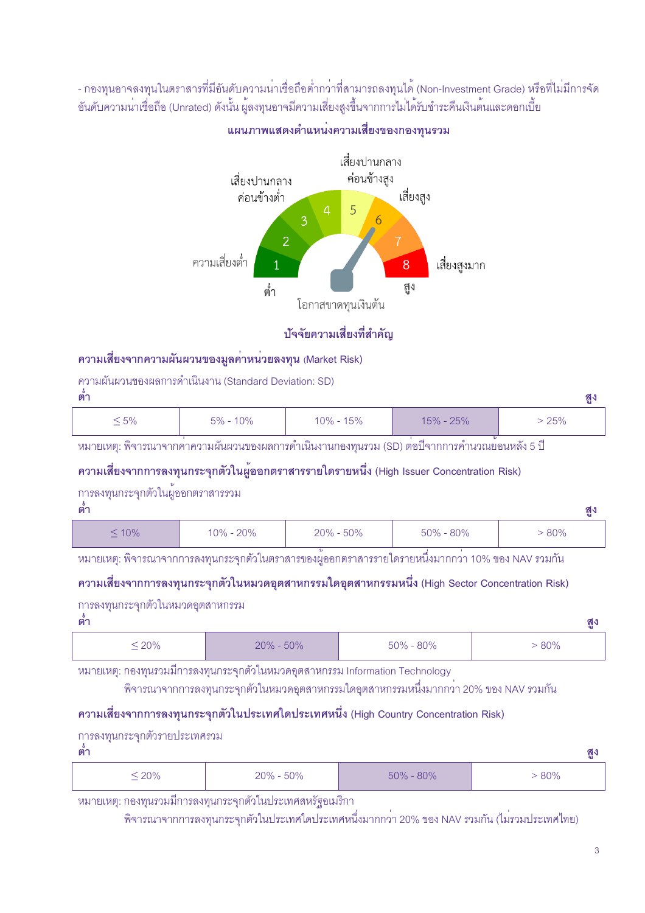- กองทุนอาจลงทุนในตราสารที่มีอันดับความน่าเชื่อถือต่ำกว่าที่สามารถลงทุนได้ (Non-Investment Grade) หรือที่ไม่มีการจัดอันดับความน่าเชื่อถือ (Unrated) ดังนั้น ผู้ลงทุนอาจมีความเสี่ยงสูงขึ้นจากการไม่ได้รับชำระคืนเงินต้นและดอกเบี้ย

**แผนภาพแสดงตำแหน่งความเสี่ยงของกองทุนรวม**

ความเสี่ยงต่ำ: 1 | เสี่ยงปานกลางค่อนข้างต่ำ: 2, 3, 4 | เสี่ยงปานกลางค่อนข้างสูง: 5 | เสี่ยงสูง: 6, 7 | เสี่ยงสูงมาก: 8

ต่ำ — โอกาสขาดทุนเงินต้น — สูง

(ระดับความเสี่ยงของกองทุน: 6)

**ปัจจัยความเสี่ยงที่สำคัญ**

**ความเสี่ยงจากความผันผวนของมูลค่าหน่วยลงทุน** (Market Risk)

ความผันผวนของผลการดำเนินงาน (Standard Deviation: SD)

ต่ำ → สูง

| ≤ 5% | 5% - 10% | 10% - 15% | **15% - 25%** | > 25% |
|---|---|---|---|---|

หมายเหตุ: พิจารณาจากค่าความผันผวนของผลการดำเนินงานกองทุนรวม (SD) ต่อปีจากการคำนวณย้อนหลัง 5 ปี

**ความเสี่ยงจากการลงทุนกระจุกตัวในผู้ออกตราสารรายใดรายหนึ่ง** (High Issuer Concentration Risk)

การลงทุนกระจุกตัวในผู้ออกตราสารรวม

ต่ำ → สูง

| **≤ 10%** | 10% - 20% | 20% - 50% | 50% - 80% | > 80% |
|---|---|---|---|---|

หมายเหตุ: พิจารณาจากการลงทุนกระจุกตัวในตราสารของผู้ออกตราสารรายใดรายหนึ่งมากกว่า 10% ของ NAV รวมกัน

**ความเสี่ยงจากการลงทุนกระจุกตัวในหมวดอุตสาหกรรมใดอุตสาหกรรมหนึ่ง** (High Sector Concentration Risk)

การลงทุนกระจุกตัวในหมวดอุตสาหกรรม

ต่ำ → สูง

| ≤ 20% | **20% - 50%** | 50% - 80% | > 80% |
|---|---|---|---|

หมายเหตุ: กองทุนรวมมีการลงทุนกระจุกตัวในหมวดอุตสาหกรรม Information Technology
พิจารณาจากการลงทุนกระจุกตัวในหมวดอุตสาหกรรมใดอุตสาหกรรมหนึ่งมากกว่า 20% ของ NAV รวมกัน

**ความเสี่ยงจากการลงทุนกระจุกตัวในประเทศใดประเทศหนึ่ง** (High Country Concentration Risk)

การลงทุนกระจุกตัวรายประเทศรวม

ต่ำ → สูง

| ≤ 20% | 20% - 50% | **50% - 80%** | > 80% |
|---|---|---|---|

หมายเหตุ: กองทุนรวมมีการลงทุนกระจุกตัวในประเทศสหรัฐอเมริกา
พิจารณาจากการลงทุนกระจุกตัวในประเทศใดประเทศหนึ่งมากกว่า 20% ของ NAV รวมกัน (ไม่รวมประเทศไทย)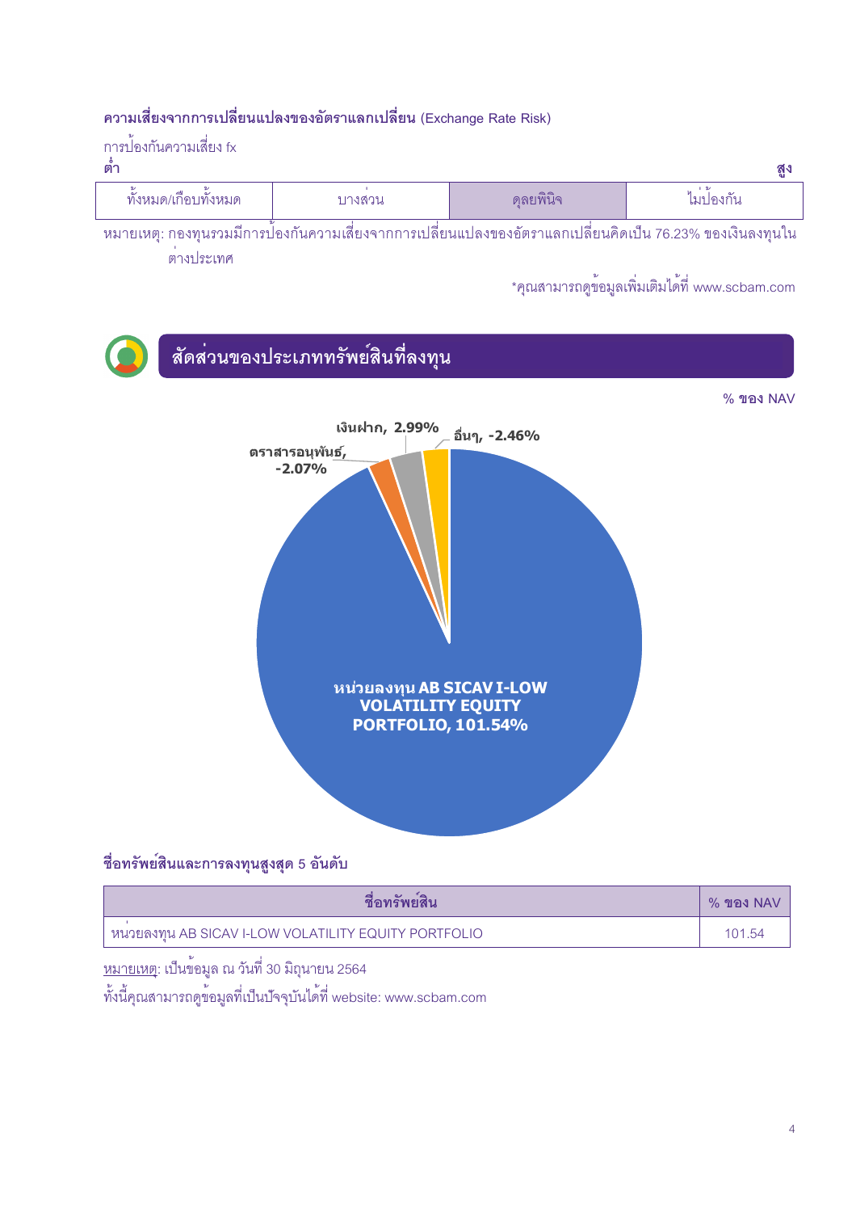**ความเสี่ยงจากการเปลี่ยนแปลงของอัตราแลกเปลี่ยน** (Exchange Rate Risk)

การป้องกันความเสี่ยง fx

**ต่ำ** **สูง**

| ทั้งหมด/เกือบทั้งหมด | บางส่วน | ดุลยพินิจ | ไม่ป้องกัน |
|---|---|---|---|

หมายเหตุ: กองทุนรวมมีการป้องกันความเสี่ยงจากการเปลี่ยนแปลงของอัตราแลกเปลี่ยนคิดเป็น 76.23% ของเงินลงทุนในต่างประเทศ

*คุณสามารถดูข้อมูลเพิ่มเติมได้ที่ www.scbam.com

## สัดส่วนของประเภททรัพย์สินที่ลงทุน

% ของ NAV

- หน่วยลงทุน AB SICAV I-LOW VOLATILITY EQUITY PORTFOLIO, 101.54%
- เงินฝาก, 2.99%
- ตราสารอนุพันธ์, -2.07%
- อื่นๆ, -2.46%

**ชื่อทรัพย์สินและการลงทุนสูงสุด 5 อันดับ**

| ชื่อทรัพย์สิน | % ของ NAV |
|---|---|
| หน่วยลงทุน AB SICAV I-LOW VOLATILITY EQUITY PORTFOLIO | 101.54 |

หมายเหตุ: เป็นข้อมูล ณ วันที่ 30 มิถุนายน 2564
ทั้งนี้คุณสามารถดูข้อมูลที่เป็นปัจจุบันได้ที่ website: www.scbam.com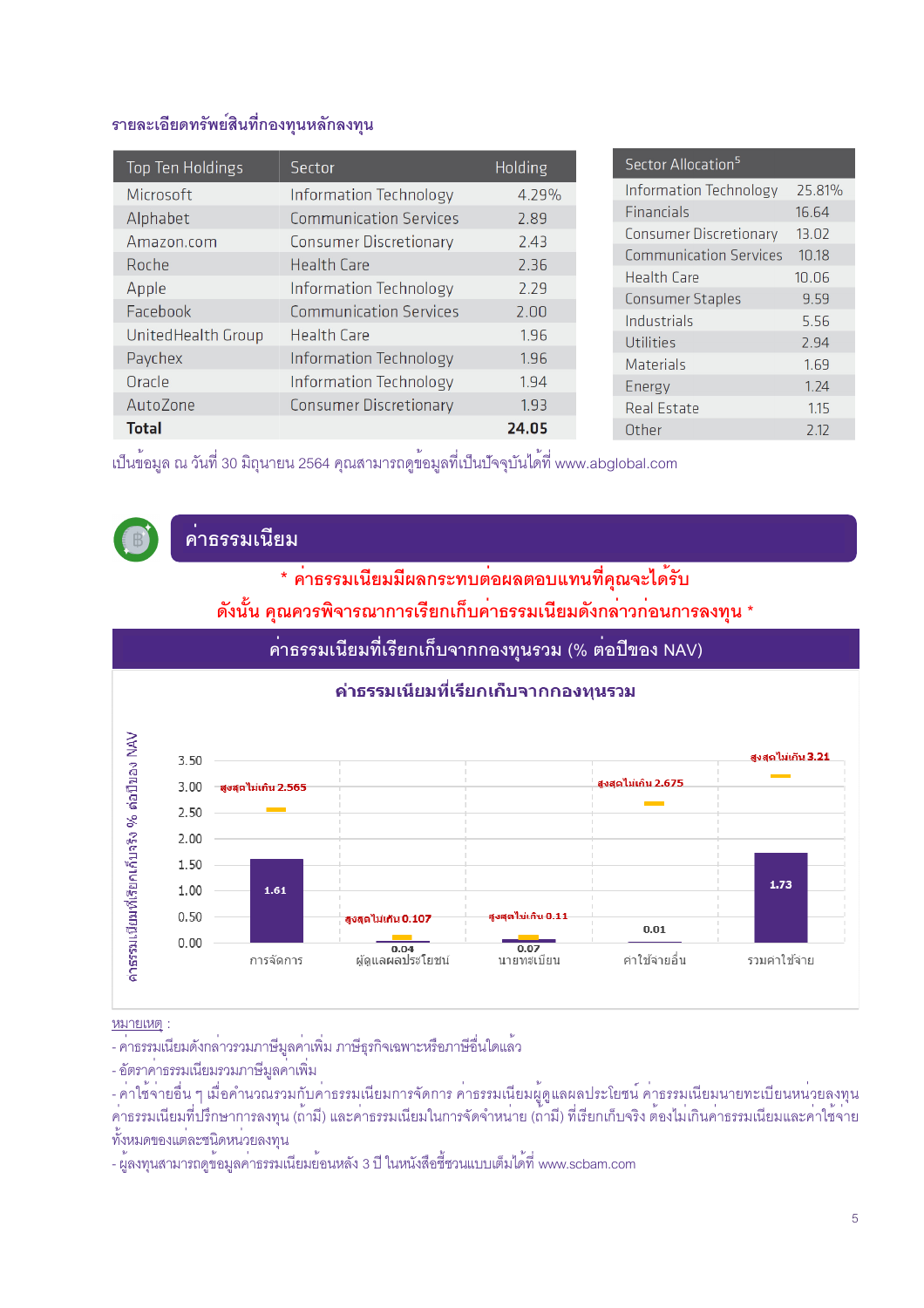## รายละเอียดทรัพย์สินที่กองทุนหลักลงทุน

| Top Ten Holdings | Sector | Holding |
|---|---|---|
| Microsoft | Information Technology | 4.29% |
| Alphabet | Communication Services | 2.89 |
| Amazon.com | Consumer Discretionary | 2.43 |
| Roche | Health Care | 2.36 |
| Apple | Information Technology | 2.29 |
| Facebook | Communication Services | 2.00 |
| UnitedHealth Group | Health Care | 1.96 |
| Paychex | Information Technology | 1.96 |
| Oracle | Information Technology | 1.94 |
| AutoZone | Consumer Discretionary | 1.93 |
| **Total** | | **24.05** |

| Sector Allocation[5] | |
|---|---|
| Information Technology | 25.81% |
| Financials | 16.64 |
| Consumer Discretionary | 13.02 |
| Communication Services | 10.18 |
| Health Care | 10.06 |
| Consumer Staples | 9.59 |
| Industrials | 5.56 |
| Utilities | 2.94 |
| Materials | 1.69 |
| Energy | 1.24 |
| Real Estate | 1.15 |
| Other | 2.12 |

เป็นข้อมูล ณ วันที่ 30 มิถุนายน 2564 คุณสามารถดูข้อมูลที่เป็นปัจจุบันได้ที่ www.abglobal.com

## ค่าธรรมเนียม

**\* ค่าธรรมเนียมมีผลกระทบต่อผลตอบแทนที่คุณจะได้รับ**
**ดังนั้น คุณควรพิจารณาการเรียกเก็บค่าธรรมเนียมดังกล่าวก่อนการลงทุน \***

### ค่าธรรมเนียมที่เรียกเก็บจากกองทุนรวม (% ต่อปีของ NAV)

**ค่าธรรมเนียมที่เรียกเก็บจากกองทุนรวม**

ค่าธรรมเนียมที่เรียกเก็บจริง % ต่อปีของ NAV

| รายการ | เรียกเก็บจริง | สูงสุดไม่เกิน |
|---|---|---|
| การจัดการ | 1.61 | 2.565 |
| ผู้ดูแลผลประโยชน์ | 0.04 | 0.107 |
| นายทะเบียน | 0.07 | 0.11 |
| ค่าใช้จ่ายอื่น | 0.01 | 2.675 |
| รวมค่าใช้จ่าย | 1.73 | 3.21 |

หมายเหตุ :

- ค่าธรรมเนียมดังกล่าวรวมภาษีมูลค่าเพิ่ม ภาษีธุรกิจเฉพาะหรือภาษีอื่นใดแล้ว
- อัตราค่าธรรมเนียมรวมภาษีมูลค่าเพิ่ม
- ค่าใช้จ่ายอื่น ๆ เมื่อคำนวณรวมกับค่าธรรมเนียมการจัดการ ค่าธรรมเนียมผู้ดูแลผลประโยชน์ ค่าธรรมเนียมนายทะเบียนหน่วยลงทุน ค่าธรรมเนียมที่ปรึกษาการลงทุน (ถ้ามี) และค่าธรรมเนียมในการจัดจำหน่าย (ถ้ามี) ที่เรียกเก็บจริง ต้องไม่เกินค่าธรรมเนียมและค่าใช้จ่ายทั้งหมดของแต่ละชนิดหน่วยลงทุน
- ผู้ลงทุนสามารถดูข้อมูลค่าธรรมเนียมย้อนหลัง 3 ปี ในหนังสือชี้ชวนแบบเต็มได้ที่ www.scbam.com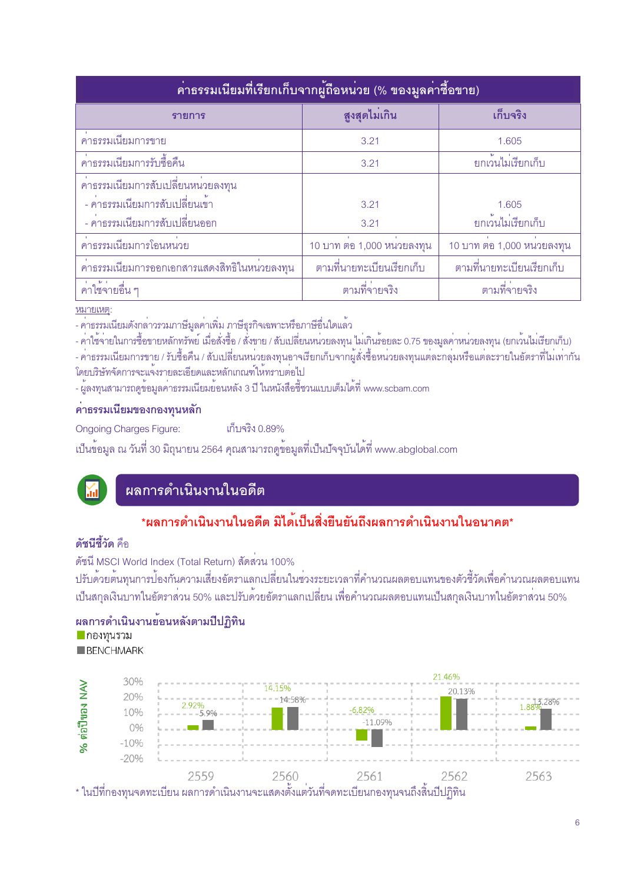| ค่าธรรมเนียมที่เรียกเก็บจากผู้ถือหน่วย (% ของมูลค่าซื้อขาย) | | |
|---|---|---|
| **รายการ** | **สูงสุดไม่เกิน** | **เก็บจริง** |
| ค่าธรรมเนียมการขาย | 3.21 | 1.605 |
| ค่าธรรมเนียมการรับซื้อคืน | 3.21 | ยกเว้นไม่เรียกเก็บ |
| ค่าธรรมเนียมการสับเปลี่ยนหน่วยลงทุน | | |
| - ค่าธรรมเนียมการสับเปลี่ยนเข้า | 3.21 | 1.605 |
| - ค่าธรรมเนียมการสับเปลี่ยนออก | 3.21 | ยกเว้นไม่เรียกเก็บ |
| ค่าธรรมเนียมการโอนหน่วย | 10 บาท ต่อ 1,000 หน่วยลงทุน | 10 บาท ต่อ 1,000 หน่วยลงทุน |
| ค่าธรรมเนียมการออกเอกสารแสดงสิทธิในหน่วยลงทุน | ตามที่นายทะเบียนเรียกเก็บ | ตามที่นายทะเบียนเรียกเก็บ |
| ค่าใช้จ่ายอื่น ๆ | ตามที่จ่ายจริง | ตามที่จ่ายจริง |

หมายเหตุ:
- ค่าธรรมเนียมดังกล่าวรวมภาษีมูลค่าเพิ่ม ภาษีธุรกิจเฉพาะหรือภาษีอื่นใดแล้ว
- ค่าใช้จ่ายในการซื้อขายหลักทรัพย์ เมื่อสั่งซื้อ / สั่งขาย / สับเปลี่ยนหน่วยลงทุน ไม่เกินร้อยละ 0.75 ของมูลค่าหน่วยลงทุน (ยกเว้นไม่เรียกเก็บ)
- ค่าธรรมเนียมการขาย / รับซื้อคืน / สับเปลี่ยนหน่วยลงทุนอาจเรียกเก็บจากผู้สั่งซื้อหน่วยลงทุนแต่ละกลุ่มหรือแต่ละรายในอัตราที่ไม่เท่ากัน โดยบริษัทจัดการจะแจ้งรายละเอียดและหลักเกณฑ์ให้ทราบต่อไป
- ผู้ลงทุนสามารถดูข้อมูลค่าธรรมเนียมย้อนหลัง 3 ปี ในหนังสือชี้ชวนแบบเต็มได้ที่ www.scbam.com

**ค่าธรรมเนียมของกองทุนหลัก**

Ongoing Charges Figure: เก็บจริง 0.89%

เป็นข้อมูล ณ วันที่ 30 มิถุนายน 2564 คุณสามารถดูข้อมูลที่เป็นปัจจุบันได้ที่ www.abglobal.com

## ผลการดำเนินงานในอดีต

**\*ผลการดำเนินงานในอดีต มิได้เป็นสิ่งยืนยันถึงผลการดำเนินงานในอนาคต\***

**ดัชนีชี้วัด** คือ

ดัชนี MSCI World Index (Total Return) สัดส่วน 100%
ปรับด้วยต้นทุนการป้องกันความเสี่ยงอัตราแลกเปลี่ยนในช่วงระยะเวลาที่คำนวณผลตอบแทนของตัวชี้วัดเพื่อคำนวณผลตอบแทนเป็นสกุลเงินบาทในอัตราส่วน 50% และปรับด้วยอัตราแลกเปลี่ยน เพื่อคำนวณผลตอบแทนเป็นสกุลเงินบาทในอัตราส่วน 50%

**ผลการดำเนินงานย้อนหลังตามปีปฏิทิน**

% ต่อปีของ NAV

| ปี | กองทุนรวม | BENCHMARK |
|---|---|---|
| 2559 | 2.92% | 5.9% |
| 2560 | 14.15% | 14.58% |
| 2561 | -6.82% | -11.09% |
| 2562 | 21.46% | 20.13% |
| 2563 | 1.88% | 13.28% |

\* ในปีที่กองทุนจดทะเบียน ผลการดำเนินงานจะแสดงตั้งแต่วันที่จดทะเบียนกองทุนจนถึงสิ้นปีปฏิทิน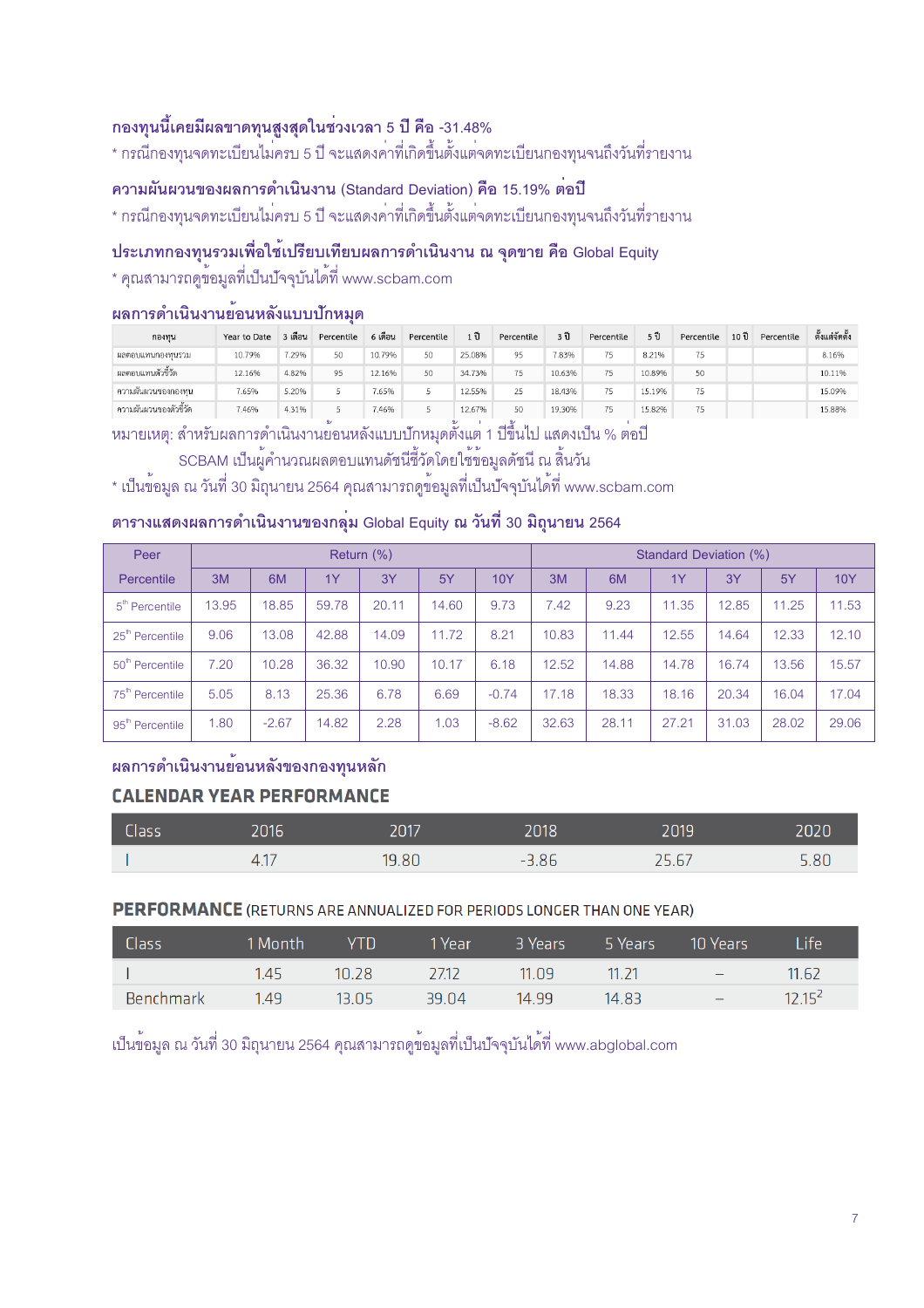**กองทุนนี้เคยมีผลขาดทุนสูงสุดในช่วงเวลา 5 ปี คือ -31.48%**

* กรณีกองทุนจดทะเบียนไม่ครบ 5 ปี จะแสดงค่าที่เกิดขึ้นตั้งแต่จดทะเบียนกองทุนจนถึงวันที่รายงาน

**ความผันผวนของผลการดำเนินงาน (Standard Deviation) คือ 15.19% ต่อปี**

* กรณีกองทุนจดทะเบียนไม่ครบ 5 ปี จะแสดงค่าที่เกิดขึ้นตั้งแต่จดทะเบียนกองทุนจนถึงวันที่รายงาน

**ประเภทกองทุนรวมเพื่อใช้เปรียบเทียบผลการดำเนินงาน ณ จุดขาย คือ Global Equity**

* คุณสามารถดูข้อมูลที่เป็นปัจจุบันได้ที่ www.scbam.com

**ผลการดำเนินงานย้อนหลังแบบปักหมุด**

| กองทุน | Year to Date | 3 เดือน | Percentile | 6 เดือน | Percentile | 1 ปี | Percentile | 3 ปี | Percentile | 5 ปี | Percentile | 10 ปี | Percentile | ตั้งแต่จัดตั้ง |
|---|---|---|---|---|---|---|---|---|---|---|---|---|---|---|
| ผลตอบแทนกองทุนรวม | 10.79% | 7.29% | 50 | 10.79% | 50 | 25.08% | 95 | 7.83% | 75 | 8.21% | 75 | | | 8.16% |
| ผลตอบแทนตัวชี้วัด | 12.16% | 4.82% | 95 | 12.16% | 50 | 34.73% | 75 | 10.63% | 75 | 10.89% | 50 | | | 10.11% |
| ความผันผวนของกองทุน | 7.65% | 5.20% | 5 | 7.65% | 5 | 12.55% | 25 | 18.43% | 75 | 15.19% | 75 | | | 15.09% |
| ความผันผวนของตัวชี้วัด | 7.46% | 4.31% | 5 | 7.46% | 5 | 12.67% | 50 | 19.30% | 75 | 15.82% | 75 | | | 15.88% |

หมายเหตุ: สำหรับผลการดำเนินงานย้อนหลังแบบปักหมุดตั้งแต่ 1 ปีขึ้นไป แสดงเป็น % ต่อปี

SCBAM เป็นผู้คำนวณผลตอบแทนดัชนีชี้วัดโดยใช้ข้อมูลดัชนี ณ สิ้นวัน

* เป็นข้อมูล ณ วันที่ 30 มิถุนายน 2564 คุณสามารถดูข้อมูลที่เป็นปัจจุบันได้ที่ www.scbam.com

**ตารางแสดงผลการดำเนินงานของกลุ่ม Global Equity ณ วันที่ 30 มิถุนายน 2564**

| Peer Percentile | Return (%) | | | | | | Standard Deviation (%) | | | | | |
|---|---|---|---|---|---|---|---|---|---|---|---|---|
| | 3M | 6M | 1Y | 3Y | 5Y | 10Y | 3M | 6M | 1Y | 3Y | 5Y | 10Y |
| 5th Percentile | 13.95 | 18.85 | 59.78 | 20.11 | 14.60 | 9.73 | 7.42 | 9.23 | 11.35 | 12.85 | 11.25 | 11.53 |
| 25th Percentile | 9.06 | 13.08 | 42.88 | 14.09 | 11.72 | 8.21 | 10.83 | 11.44 | 12.55 | 14.64 | 12.33 | 12.10 |
| 50th Percentile | 7.20 | 10.28 | 36.32 | 10.90 | 10.17 | 6.18 | 12.52 | 14.88 | 14.78 | 16.74 | 13.56 | 15.57 |
| 75th Percentile | 5.05 | 8.13 | 25.36 | 6.78 | 6.69 | -0.74 | 17.18 | 18.33 | 18.16 | 20.34 | 16.04 | 17.04 |
| 95th Percentile | 1.80 | -2.67 | 14.82 | 2.28 | 1.03 | -8.62 | 32.63 | 28.11 | 27.21 | 31.03 | 28.02 | 29.06 |

**ผลการดำเนินงานย้อนหลังของกองทุนหลัก**

## CALENDAR YEAR PERFORMANCE

| Class | 2016 | 2017 | 2018 | 2019 | 2020 |
|---|---|---|---|---|---|
| I | 4.17 | 19.80 | -3.86 | 25.67 | 5.80 |

## PERFORMANCE (RETURNS ARE ANNUALIZED FOR PERIODS LONGER THAN ONE YEAR)

| Class | 1 Month | YTD | 1 Year | 3 Years | 5 Years | 10 Years | Life |
|---|---|---|---|---|---|---|---|
| I | 1.45 | 10.28 | 27.12 | 11.09 | 11.21 | – | 11.62 |
| Benchmark | 1.49 | 13.05 | 39.04 | 14.99 | 14.83 | – | 12.15[2] |

เป็นข้อมูล ณ วันที่ 30 มิถุนายน 2564 คุณสามารถดูข้อมูลที่เป็นปัจจุบันได้ที่ www.abglobal.com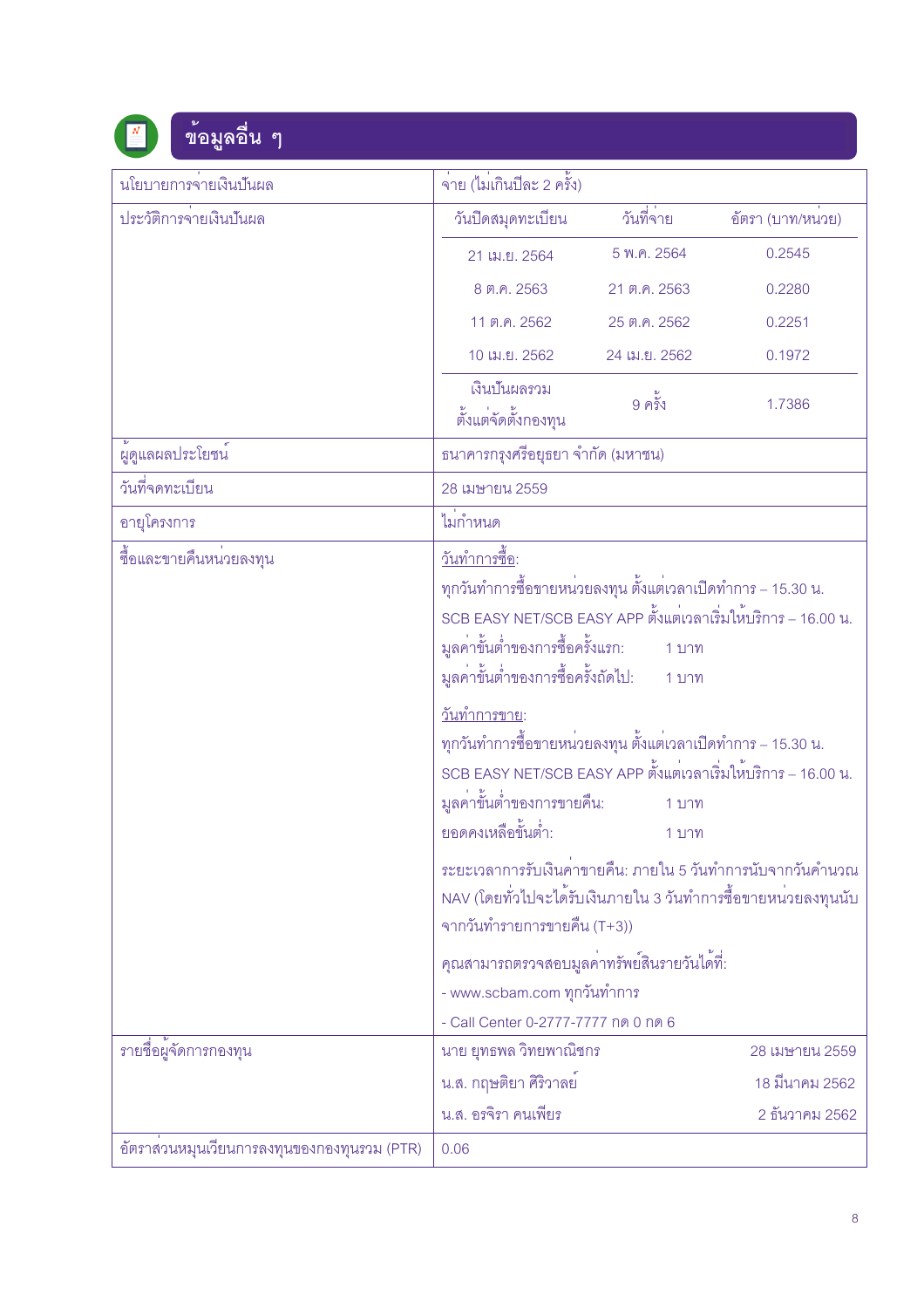## ข้อมูลอื่น ๆ

| | |
|---|---|
| นโยบายการจ่ายเงินปันผล | จ่าย (ไม่เกินปีละ 2 ครั้ง) |
| ประวัติการจ่ายเงินปันผล | วันปิดสมุดทะเบียน / วันที่จ่าย / อัตรา (บาท/หน่วย)<br>21 เม.ย. 2564 / 5 พ.ค. 2564 / 0.2545<br>8 ต.ค. 2563 / 21 ต.ค. 2563 / 0.2280<br>11 ต.ค. 2562 / 25 ต.ค. 2562 / 0.2251<br>10 เม.ย. 2562 / 24 เม.ย. 2562 / 0.1972<br>เงินปันผลรวมตั้งแต่จัดตั้งกองทุน / 9 ครั้ง / 1.7386 |
| ผู้ดูแลผลประโยชน์ | ธนาคารกรุงศรีอยุธยา จำกัด (มหาชน) |
| วันที่จดทะเบียน | 28 เมษายน 2559 |
| อายุโครงการ | ไม่กำหนด |
| ซื้อและขายคืนหน่วยลงทุน | <u>วันทำการซื้อ</u>:<br>ทุกวันทำการซื้อขายหน่วยลงทุน ตั้งแต่เวลาเปิดทำการ – 15.30 น.<br>SCB EASY NET/SCB EASY APP ตั้งแต่เวลาเริ่มให้บริการ – 16.00 น.<br>มูลค่าขั้นต่ำของการซื้อครั้งแรก: 1 บาท<br>มูลค่าขั้นต่ำของการซื้อครั้งถัดไป: 1 บาท<br><br><u>วันทำการขาย</u>:<br>ทุกวันทำการซื้อขายหน่วยลงทุน ตั้งแต่เวลาเปิดทำการ – 15.30 น.<br>SCB EASY NET/SCB EASY APP ตั้งแต่เวลาเริ่มให้บริการ – 16.00 น.<br>มูลค่าขั้นต่ำของการขายคืน: 1 บาท<br>ยอดคงเหลือขั้นต่ำ: 1 บาท<br><br>ระยะเวลาการรับเงินค่าขายคืน: ภายใน 5 วันทำการนับจากวันคำนวณ NAV (โดยทั่วไปจะได้รับเงินภายใน 3 วันทำการซื้อขายหน่วยลงทุนนับจากวันทำรายการขายคืน (T+3))<br><br>คุณสามารถตรวจสอบมูลค่าทรัพย์สินรายวันได้ที่:<br>- www.scbam.com ทุกวันทำการ<br>- Call Center 0-2777-7777 กด 0 กด 6 |
| รายชื่อผู้จัดการกองทุน | นาย ยุทธพล วิทยพาณิชกร — 28 เมษายน 2559<br>น.ส. กฤษติยา ศิริวาลย์ — 18 มีนาคม 2562<br>น.ส. อรจิรา คนเพียร — 2 ธันวาคม 2562 |
| อัตราส่วนหมุนเวียนการลงทุนของกองทุนรวม (PTR) | 0.06 |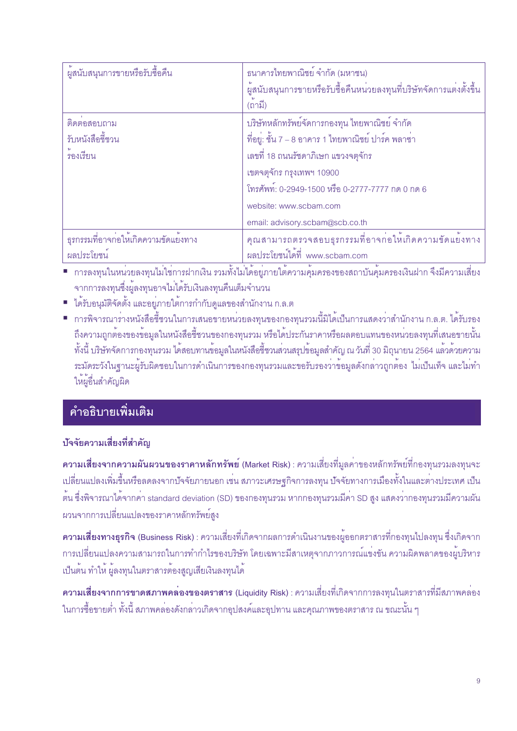| ผู้สนับสนุนการขายหรือรับซื้อคืน | ธนาคารไทยพาณิชย์ จำกัด (มหาชน)<br>ผู้สนับสนุนการขายหรือรับซื้อคืนหน่วยลงทุนที่บริษัทจัดการแต่งตั้งขึ้น (ถ้ามี) |
|---|---|
| ติดต่อสอบถาม<br>รับหนังสือชี้ชวน<br>ร้องเรียน | บริษัทหลักทรัพย์จัดการกองทุน ไทยพาณิชย์ จำกัด<br>ที่อยู่: ชั้น 7 – 8 อาคาร 1 ไทยพาณิชย์ ปาร์ค พลาซ่า<br>เลขที่ 18 ถนนรัชดาภิเษก แขวงจตุจักร<br>เขตจตุจักร กรุงเทพฯ 10900<br>โทรศัพท์: 0-2949-1500 หรือ 0-2777-7777 กด 0 กด 6<br>website: www.scbam.com<br>email: advisory.scbam@scb.co.th |
| ธุรกรรมที่อาจก่อให้เกิดความขัดแย้งทางผลประโยชน์ | คุณสามารถตรวจสอบธุรกรรมที่อาจก่อให้เกิดความขัดแย้งทางผลประโยชน์ได้ที่ www.scbam.com |

- การลงทุนในหน่วยลงทุนไม่ใช่การฝากเงิน รวมทั้งไม่ได้อยู่ภายใต้ความคุ้มครองของสถาบันคุ้มครองเงินฝาก จึงมีความเสี่ยงจากการลงทุนซึ่งผู้ลงทุนอาจไม่ได้รับเงินลงทุนคืนเต็มจำนวน
- ได้รับอนุมัติจัดตั้ง และอยู่ภายใต้การกำกับดูแลของสำนักงาน ก.ล.ต
- การพิจารณาร่างหนังสือชี้ชวนในการเสนอขายหน่วยลงทุนของกองทุนรวมนี้มิได้เป็นการแสดงว่าสำนักงาน ก.ล.ต. ได้รับรองถึงความถูกต้องของข้อมูลในหนังสือชี้ชวนของกองทุนรวม หรือได้ประกันราคาหรือผลตอบแทนของหน่วยลงทุนที่เสนอขายนั้น ทั้งนี้ บริษัทจัดการกองทุนรวม ได้สอบทานข้อมูลในหนังสือชี้ชวนส่วนสรุปข้อมูลสำคัญ ณ วันที่ 30 มิถุนายน 2564 แล้วด้วยความระมัดระวังในฐานะผู้รับผิดชอบในการดำเนินการของกองทุนรวมและขอรับรองว่าข้อมูลดังกล่าวถูกต้อง ไม่เป็นเท็จ และไม่ทำให้ผู้อื่นสำคัญผิด

## คำอธิบายเพิ่มเติม

### ปัจจัยความเสี่ยงที่สำคัญ

**ความเสี่ยงจากความผันผวนของราคาหลักทรัพย์** (Market Risk) : ความเสี่ยงที่มูลค่าของหลักทรัพย์ที่กองทุนรวมลงทุนจะเปลี่ยนแปลงเพิ่มขึ้นหรือลดลงจากปัจจัยภายนอก เช่น สภาวะเศรษฐกิจการลงทุน ปัจจัยทางการเมืองทั้งในและต่างประเทศ เป็นต้น ซึ่งพิจารณาได้จากค่า standard deviation (SD) ของกองทุนรวม หากกองทุนรวมมีค่า SD สูง แสดงว่ากองทุนรวมมีความผันผวนจากการเปลี่ยนแปลงของราคาหลักทรัพย์สูง

**ความเสี่ยงทางธุรกิจ** (Business Risk) : ความเสี่ยงที่เกิดจากผลการดำเนินงานของผู้ออกตราสารที่กองทุนไปลงทุน ซึ่งเกิดจากการเปลี่ยนแปลงความสามารถในการทำกำไรของบริษัท โดยเฉพาะมีสาเหตุจากภาวการณ์แข่งขัน ความผิดพลาดของผู้บริหาร เป็นต้น ทำให้ ผู้ลงทุนในตราสารต้องสูญเสียเงินลงทุนได้

**ความเสี่ยงจากการขาดสภาพคล่องของตราสาร** (Liquidity Risk) : ความเสี่ยงที่เกิดจากการลงทุนในตราสารที่มีสภาพคล่องในการซื้อขายต่ำ ทั้งนี้ สภาพคล่องดังกล่าวเกิดจากอุปสงค์และอุปทาน และคุณภาพของตราสาร ณ ขณะนั้น ๆ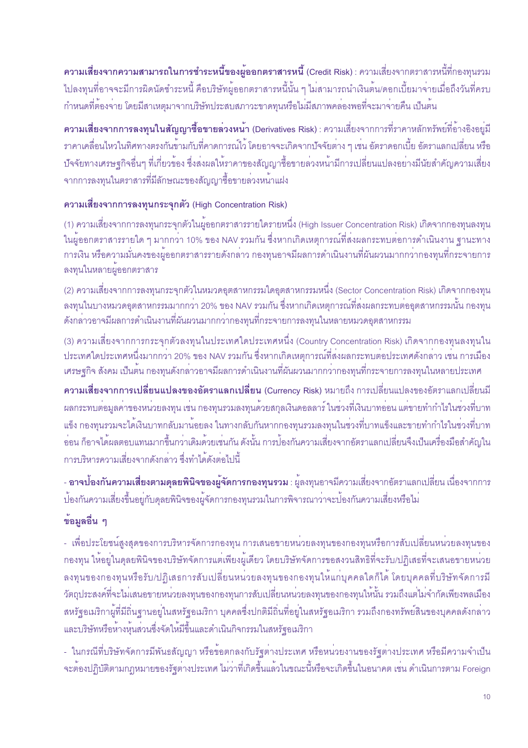**ความเสี่ยงจากความสามารถในการชำระหนี้ของผู้ออกตราสารหนี้ (Credit Risk)** : ความเสี่ยงจากตราสารหนี้ที่กองทุนรวมไปลงทุนที่อาจจะมีการผิดนัดชำระหนี้ คือบริษัทผู้ออกตราสารหนี้นั้น ๆ ไม่สามารถนำเงินต้น/ดอกเบี้ยมาจ่ายเมื่อถึงวันที่ครบกำหนดที่ต้องจ่าย โดยมีสาเหตุมาจากบริษัทประสบสภาวะขาดทุนหรือไม่มีสภาพคล่องพอที่จะมาจ่ายคืน เป็นต้น

**ความเสี่ยงจากการลงทุนในสัญญาซื้อขายล่วงหน้า (Derivatives Risk)** : ความเสี่ยงจากการที่ราคาหลักทรัพย์ที่อ้างอิงอยู่มีราคาเคลื่อนไหวในทิศทางตรงกันข้ามกับที่คาดการณ์ไว้ โดยอาจจะเกิดจากปัจจัยต่าง ๆ เช่น อัตราดอกเบี้ย อัตราแลกเปลี่ยน หรือปัจจัยทางเศรษฐกิจอื่นๆ ที่เกี่ยวข้อง ซึ่งส่งผลให้ราคาของสัญญาซื้อขายล่วงหน้ามีการเปลี่ยนแปลงอย่างมีนัยสำคัญความเสี่ยงจากการลงทุนในตราสารที่มีลักษณะของสัญญาซื้อขายล่วงหน้าแฝง

**ความเสี่ยงจากการลงทุนกระจุกตัว (High Concentration Risk)**

(1) ความเสี่ยงจากการลงทุนกระจุกตัวในผู้ออกตราสารรายใดรายหนึ่ง (High Issuer Concentration Risk) เกิดจากกองทุนลงทุนในผู้ออกตราสารรายใด ๆ มากกว่า 10% ของ NAV รวมกัน ซึ่งหากเกิดเหตุการณ์ที่ส่งผลกระทบต่อการดำเนินงาน ฐานะทางการเงิน หรือความมั่นคงของผู้ออกตราสารรายดังกล่าว กองทุนอาจมีผลการดำเนินงานที่ผันผวนมากกว่ากองทุนที่กระจายการลงทุนในหลายผู้ออกตราสาร

(2) ความเสี่ยงจากการลงทุนกระจุกตัวในหมวดอุตสาหกรรมใดอุตสาหกรรมหนึ่ง (Sector Concentration Risk) เกิดจากกองทุนลงทุนในบางหมวดอุตสาหกรรมมากกว่า 20% ของ NAV รวมกัน ซึ่งหากเกิดเหตุการณ์ที่ส่งผลกระทบต่ออุตสาหกรรมนั้น กองทุนดังกล่าวอาจมีผลการดำเนินงานที่ผันผวนมากกว่ากองทุนที่กระจายการลงทุนในหลายหมวดอุตสาหกรรม

(3) ความเสี่ยงจากการกระจุกตัวลงทุนในประเทศใดประเทศหนึ่ง (Country Concentration Risk) เกิดจากกองทุนลงทุนในประเทศใดประเทศหนึ่งมากกว่า 20% ของ NAV รวมกัน ซึ่งหากเกิดเหตุการณ์ที่ส่งผลกระทบต่อประเทศดังกล่าว เช่น การเมือง เศรษฐกิจ สังคม เป็นต้น กองทุนดังกล่าวอาจมีผลการดำเนินงานที่ผันผวนมากกว่ากองทุนที่กระจายการลงทุนในหลายประเทศ

**ความเสี่ยงจากการเปลี่ยนแปลงของอัตราแลกเปลี่ยน (Currency Risk)** หมายถึง การเปลี่ยนแปลงของอัตราแลกเปลี่ยนมีผลกระทบต่อมูลค่าของหน่วยลงทุน เช่น กองทุนรวมลงทุนด้วยสกุลเงินดอลลาร์ในช่วงที่เงินบาทอ่อน แต่ขายทำกำไรในช่วงที่บาทแข็ง กองทุนรวมจะได้เงินบาทกลับมาน้อยลง ในทางกลับกันหากกองทุนรวมลงทุนในช่วงที่บาทแข็งและขายทำกำไรในช่วงที่บาทอ่อน ก็อาจได้ผลตอบแทนมากขึ้นกว่าเดิมด้วยเช่นกัน ดังนั้น การป้องกันความเสี่ยงจากอัตราแลกเปลี่ยนจึงเป็นเครื่องมือสำคัญในการบริหารความเสี่ยงจากดังกล่าว ซึ่งทำได้ดังต่อไปนี้

- **อาจป้องกันความเสี่ยงตามดุลยพินิจของผู้จัดการกองทุนรวม** : ผู้ลงทุนอาจมีความเสี่ยงจากอัตราแลกเปลี่ยน เนื่องจากการป้องกันความเสี่ยงขึ้นอยู่กับดุลยพินิจของผู้จัดการกองทุนรวมในการพิจารณาว่าจะป้องกันความเสี่ยงหรือไม่

**ข้อมูลอื่น ๆ**

- เพื่อประโยชน์สูงสุดของการบริหารจัดการกองทุน การเสนอขายหน่วยลงทุนของกองทุนหรือการสับเปลี่ยนหน่วยลงทุนของกองทุน ให้อยู่ในดุลยพินิจของบริษัทจัดการแต่เพียงผู้เดียว โดยบริษัทจัดการขอสงวนสิทธิที่จะรับ/ปฏิเสธที่จะเสนอขายหน่วยลงทุนของกองทุนหรือรับ/ปฏิเสธการสับเปลี่ยนหน่วยลงทุนของกองทุนให้แก่บุคคลใดก็ได้ โดยบุคคลที่บริษัทจัดการมีวัตถุประสงค์ที่จะไม่เสนอขายหน่วยลงทุนของกองทุนการสับเปลี่ยนหน่วยลงทุนของกองทุนให้นั้น รวมถึงแต่ไม่จำกัดเพียงพลเมืองสหรัฐอเมริกาผู้ที่มีถิ่นฐานอยู่ในสหรัฐอเมริกา บุคคลซึ่งปกติมีถิ่นที่อยู่ในสหรัฐอเมริกา รวมถึงกองทรัพย์สินของบุคคลดังกล่าว และบริษัทหรือห้างหุ้นส่วนซึ่งจัดให้มีขึ้นและดำเนินกิจกรรมในสหรัฐอเมริกา

- ในกรณีที่บริษัทจัดการมีพันธสัญญา หรือข้อตกลงกับรัฐต่างประเทศ หรือหน่วยงานของรัฐต่างประเทศ หรือมีความจำเป็นจะต้องปฏิบัติตามกฎหมายของรัฐต่างประเทศ ไม่ว่าที่เกิดขึ้นแล้วในขณะนี้หรือจะเกิดขึ้นในอนาคต เช่น ดำเนินการตาม Foreign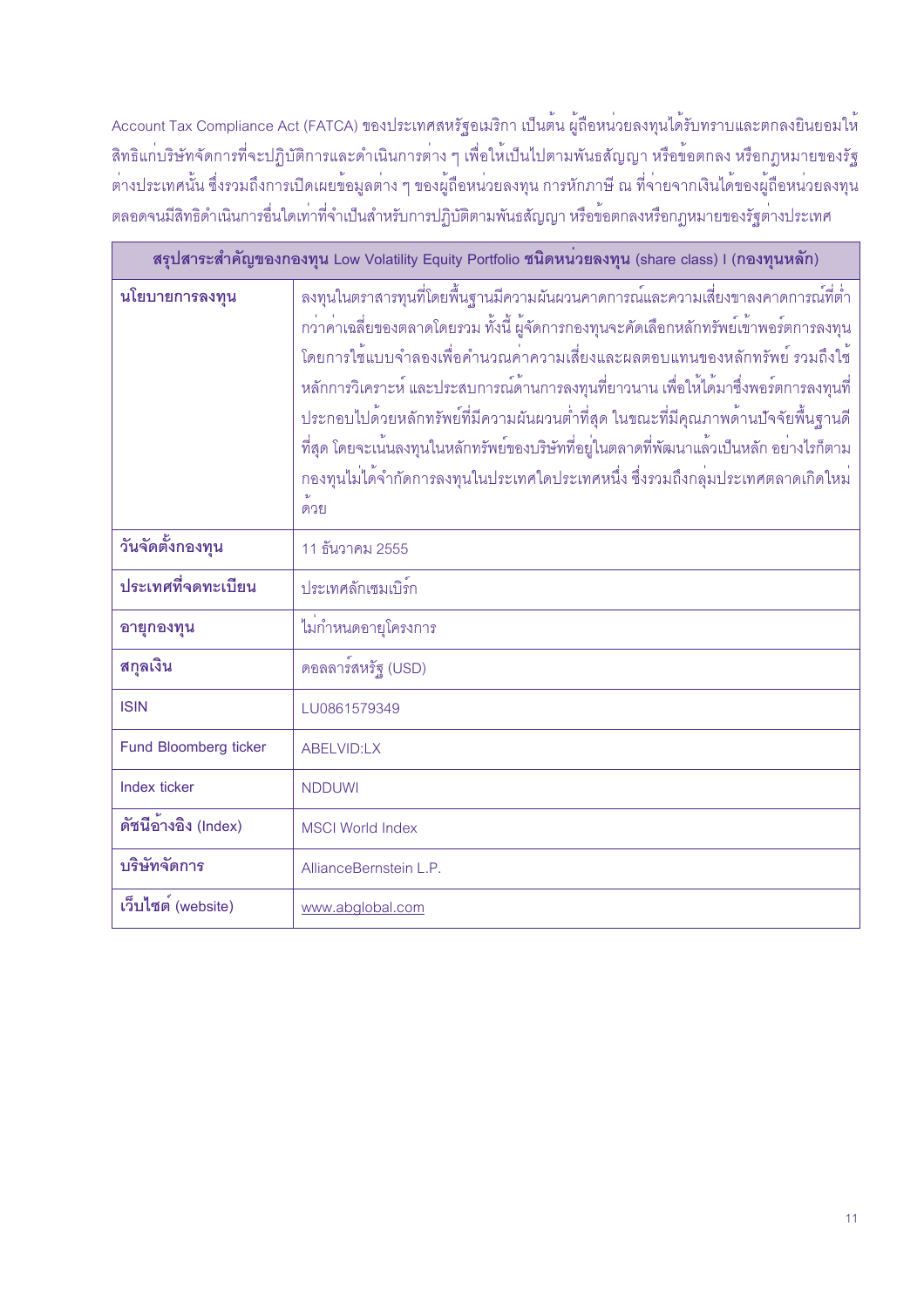Account Tax Compliance Act (FATCA) ของประเทศสหรัฐอเมริกา เป็นต้น ผู้ถือหน่วยลงทุนได้รับทราบและตกลงยินยอมให้สิทธิแก่บริษัทจัดการที่จะปฏิบัติการและดำเนินการต่าง ๆ เพื่อให้เป็นไปตามพันธสัญญา หรือข้อตกลง หรือกฎหมายของรัฐต่างประเทศนั้น ซึ่งรวมถึงการเปิดเผยข้อมูลต่าง ๆ ของผู้ถือหน่วยลงทุน การหักภาษี ณ ที่จ่ายจากเงินได้ของผู้ถือหน่วยลงทุน ตลอดจนมีสิทธิดำเนินการอื่นใดเท่าที่จำเป็นสำหรับการปฏิบัติตามพันธสัญญา หรือข้อตกลงหรือกฎหมายของรัฐต่างประเทศ

| **สรุปสาระสำคัญของกองทุน** Low Volatility Equity Portfolio **ชนิดหน่วยลงทุน** (share class) I **(กองทุนหลัก)** | |
| --- | --- |
| **นโยบายการลงทุน** | ลงทุนในตราสารทุนที่โดยพื้นฐานมีความผันผวนคาดการณ์และความเสี่ยงขาลงคาดการณ์ที่ต่ำกว่าค่าเฉลี่ยของตลาดโดยรวม ทั้งนี้ ผู้จัดการกองทุนจะคัดเลือกหลักทรัพย์เข้าพอร์ตการลงทุนโดยการใช้แบบจำลองเพื่อคำนวณค่าความเสี่ยงและผลตอบแทนของหลักทรัพย์ รวมถึงใช้หลักการวิเคราะห์ และประสบการณ์ด้านการลงทุนที่ยาวนาน เพื่อให้ได้มาซึ่งพอร์ตการลงทุนที่ประกอบไปด้วยหลักทรัพย์ที่มีความผันผวนต่ำที่สุด ในขณะที่มีคุณภาพด้านปัจจัยพื้นฐานดีที่สุด โดยจะเน้นลงทุนในหลักทรัพย์ของบริษัทที่อยู่ในตลาดที่พัฒนาแล้วเป็นหลัก อย่างไรก็ตาม กองทุนไม่ได้จำกัดการลงทุนในประเทศใดประเทศหนึ่ง ซึ่งรวมถึงกลุ่มประเทศตลาดเกิดใหม่ด้วย |
| **วันจัดตั้งกองทุน** | 11 ธันวาคม 2555 |
| **ประเทศที่จดทะเบียน** | ประเทศลักเซมเบิร์ก |
| **อายุกองทุน** | ไม่กำหนดอายุโครงการ |
| **สกุลเงิน** | ดอลลาร์สหรัฐ (USD) |
| ISIN | LU0861579349 |
| Fund Bloomberg ticker | ABELVID:LX |
| Index ticker | NDDUWI |
| **ดัชนีอ้างอิง** (Index) | MSCI World Index |
| **บริษัทจัดการ** | AllianceBernstein L.P. |
| **เว็บไซต์** (website) | www.abglobal.com |